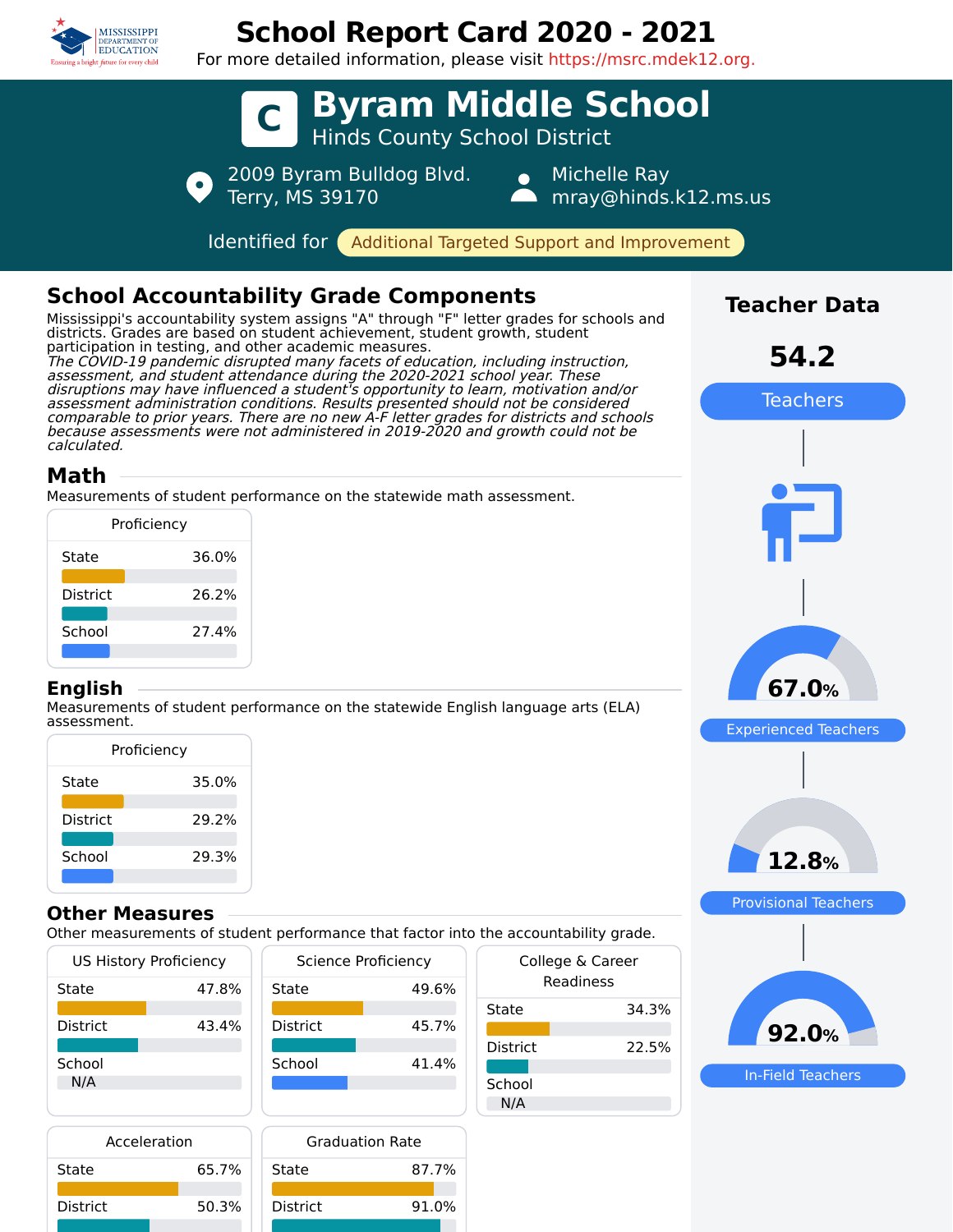# School Report Card 2020 - 2021

For more detailed information, please visit https://msrc.mdek12.org.

# C Byram Middle School

Hinds County School District

2009 Byram Bulldog Blvd.
Terry, MS 39170

Michelle Ray
mray@hinds.k12.ms.us

Identified for **Additional Targeted Support and Improvement**

## School Accountability Grade Components

Mississippi's accountability system assigns "A" through "F" letter grades for schools and districts. Grades are based on student achievement, student growth, student participation in testing, and other academic measures.

*The COVID-19 pandemic disrupted many facets of education, including instruction, assessment, and student attendance during the 2020-2021 school year. These disruptions may have influenced a student's opportunity to learn, motivation and/or assessment administration conditions. Results presented should not be considered comparable to prior years. There are no new A-F letter grades for districts and schools because assessments were not administered in 2019-2020 and growth could not be calculated.*

### Math

Measurements of student performance on the statewide math assessment.

| Proficiency | |
|---|---|
| State | 36.0% |
| District | 26.2% |
| School | 27.4% |

### English

Measurements of student performance on the statewide English language arts (ELA) assessment.

| Proficiency | |
|---|---|
| State | 35.0% |
| District | 29.2% |
| School | 29.3% |

### Other Measures

Other measurements of student performance that factor into the accountability grade.

| US History Proficiency | |
|---|---|
| State | 47.8% |
| District | 43.4% |
| School | N/A |

| Science Proficiency | |
|---|---|
| State | 49.6% |
| District | 45.7% |
| School | 41.4% |

| College & Career Readiness | |
|---|---|
| State | 34.3% |
| District | 22.5% |
| School | N/A |

| Acceleration | |
|---|---|
| State | 65.7% |
| District | 50.3% |

| Graduation Rate | |
|---|---|
| State | 87.7% |
| District | 91.0% |

## Teacher Data

**54.2** Teachers

**67.0%** Experienced Teachers

**12.8%** Provisional Teachers

**92.0%** In-Field Teachers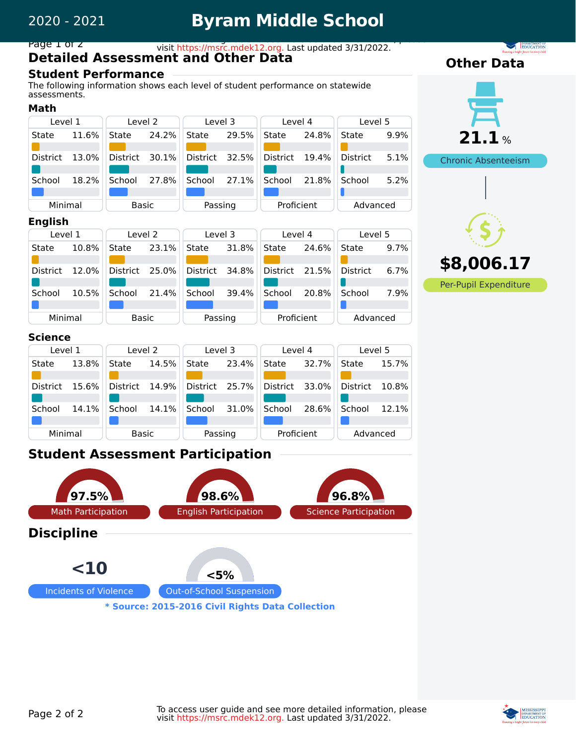# Byram Middle School

2020 - 2021

## Detailed Assessment and Other Data

### Student Performance

The following information shows each level of student performance on statewide assessments.

#### Math

| | Level 1 (Minimal) | Level 2 (Basic) | Level 3 (Passing) | Level 4 (Proficient) | Level 5 (Advanced) |
|---|---|---|---|---|---|
| State | 11.6% | 24.2% | 29.5% | 24.8% | 9.9% |
| District | 13.0% | 30.1% | 32.5% | 19.4% | 5.1% |
| School | 18.2% | 27.8% | 27.1% | 21.8% | 5.2% |

#### English

| | Level 1 (Minimal) | Level 2 (Basic) | Level 3 (Passing) | Level 4 (Proficient) | Level 5 (Advanced) |
|---|---|---|---|---|---|
| State | 10.8% | 23.1% | 31.8% | 24.6% | 9.7% |
| District | 12.0% | 25.0% | 34.8% | 21.5% | 6.7% |
| School | 10.5% | 21.4% | 39.4% | 20.8% | 7.9% |

#### Science

| | Level 1 (Minimal) | Level 2 (Basic) | Level 3 (Passing) | Level 4 (Proficient) | Level 5 (Advanced) |
|---|---|---|---|---|---|
| State | 13.8% | 14.5% | 23.4% | 32.7% | 15.7% |
| District | 15.6% | 14.9% | 25.7% | 33.0% | 10.8% |
| School | 14.1% | 14.1% | 31.0% | 28.6% | 12.1% |

### Student Assessment Participation

97.5%
Math Participation

98.6%
English Participation

96.8%
Science Participation

### Discipline

<10
Incidents of Violence

<5%
Out-of-School Suspension

*** Source: 2015-2016 Civil Rights Data Collection**

## Other Data

21.1 %
Chronic Absenteeism

$8,006.17
Per-Pupil Expenditure

To access user guide and see more detailed information, please visit https://msrc.mdek12.org. Last updated 3/31/2022.